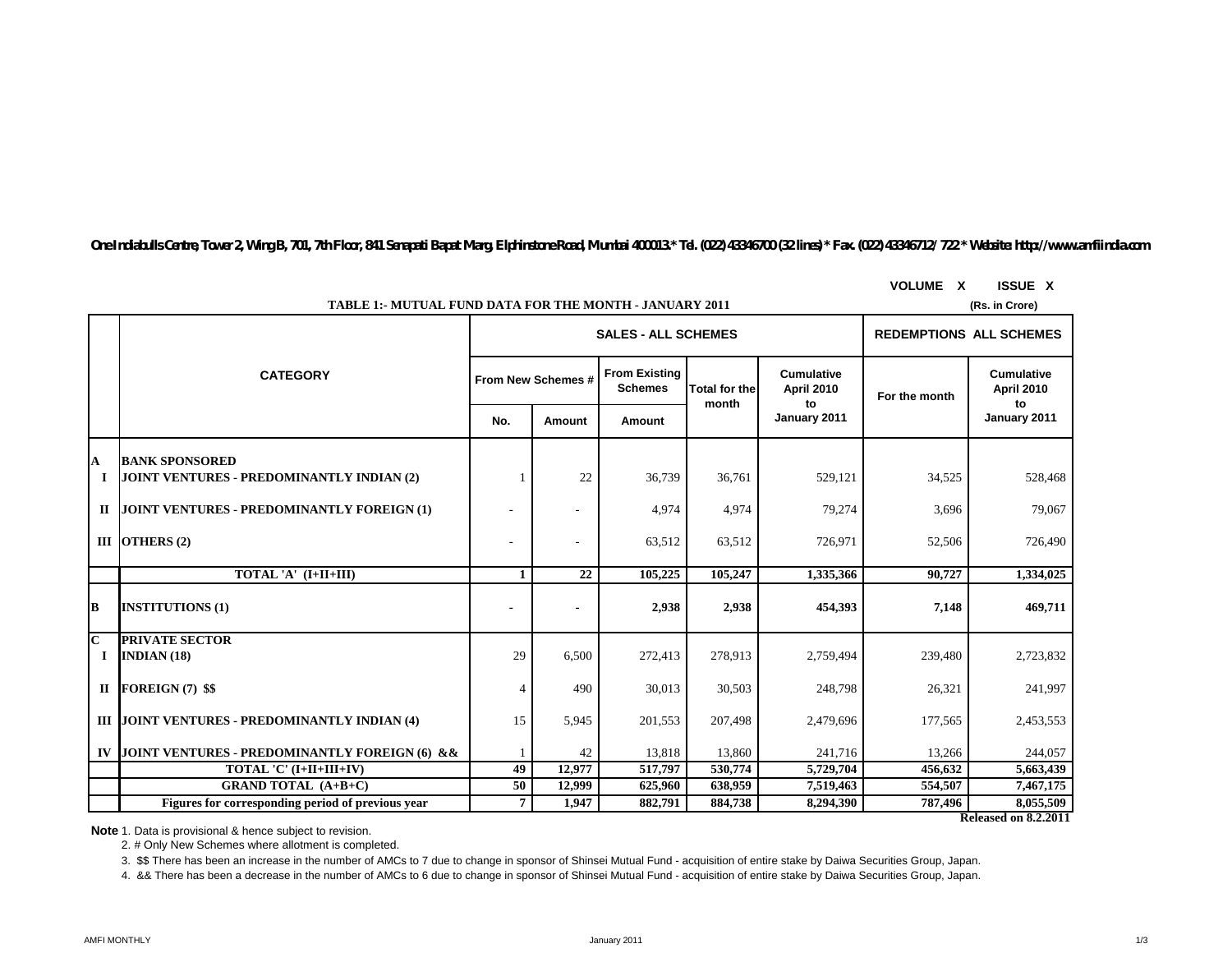One Indiabulls Centre, Tower 2, Wing B, 701, 7th Floor, 841 Senapati Bapat Marg, Elphinstone Road, Mumbai 400013.* Tel. (022) 43346700 (32 lines) * Fax. (022) 43346712/ 722 * Website: http://www.amfiindia.com

VOLUME X ISSUE X

## TABLE 1:- MUTUAL FUND DATA FOR THE MONTH - JANUARY 2011

(Rs. in Crore)

| | CATEGORY | SALES - ALL SCHEMES | | | | | REDEMPTIONS ALL SCHEMES | |
|---|---|---|---|---|---|---|---|---|
| | | From New Schemes # | | From Existing Schemes | Total for the month | Cumulative April 2010 to January 2011 | For the month | Cumulative April 2010 to January 2011 |
| | | No. | Amount | Amount | | | | |
| **A** | **BANK SPONSORED** | | | | | | | |
| **I** | **JOINT VENTURES - PREDOMINANTLY INDIAN (2)** | 1 | 22 | 36,739 | 36,761 | 529,121 | 34,525 | 528,468 |
| **II** | **JOINT VENTURES - PREDOMINANTLY FOREIGN (1)** | - | - | 4,974 | 4,974 | 79,274 | 3,696 | 79,067 |
| **III** | **OTHERS (2)** | - | - | 63,512 | 63,512 | 726,971 | 52,506 | 726,490 |
| | **TOTAL 'A' (I+II+III)** | **1** | **22** | **105,225** | **105,247** | **1,335,366** | **90,727** | **1,334,025** |
| **B** | **INSTITUTIONS (1)** | **-** | **-** | **2,938** | **2,938** | **454,393** | **7,148** | **469,711** |
| **C** | **PRIVATE SECTOR** | | | | | | | |
| **I** | **INDIAN (18)** | 29 | 6,500 | 272,413 | 278,913 | 2,759,494 | 239,480 | 2,723,832 |
| **II** | **FOREIGN (7) $$** | 4 | 490 | 30,013 | 30,503 | 248,798 | 26,321 | 241,997 |
| **III** | **JOINT VENTURES - PREDOMINANTLY INDIAN (4)** | 15 | 5,945 | 201,553 | 207,498 | 2,479,696 | 177,565 | 2,453,553 |
| **IV** | **JOINT VENTURES - PREDOMINANTLY FOREIGN (6) &&** | 1 | 42 | 13,818 | 13,860 | 241,716 | 13,266 | 244,057 |
| | **TOTAL 'C' (I+II+III+IV)** | **49** | **12,977** | **517,797** | **530,774** | **5,729,704** | **456,632** | **5,663,439** |
| | **GRAND TOTAL (A+B+C)** | **50** | **12,999** | **625,960** | **638,959** | **7,519,463** | **554,507** | **7,467,175** |
| | **Figures for corresponding period of previous year** | **7** | **1,947** | **882,791** | **884,738** | **8,294,390** | **787,496** | **8,055,509** |

**Released on 8.2.2011**

**Note** 1. Data is provisional & hence subject to revision.

2. # Only New Schemes where allotment is completed.

3. $$ There has been an increase in the number of AMCs to 7 due to change in sponsor of Shinsei Mutual Fund - acquisition of entire stake by Daiwa Securities Group, Japan.

4. && There has been a decrease in the number of AMCs to 6 due to change in sponsor of Shinsei Mutual Fund - acquisition of entire stake by Daiwa Securities Group, Japan.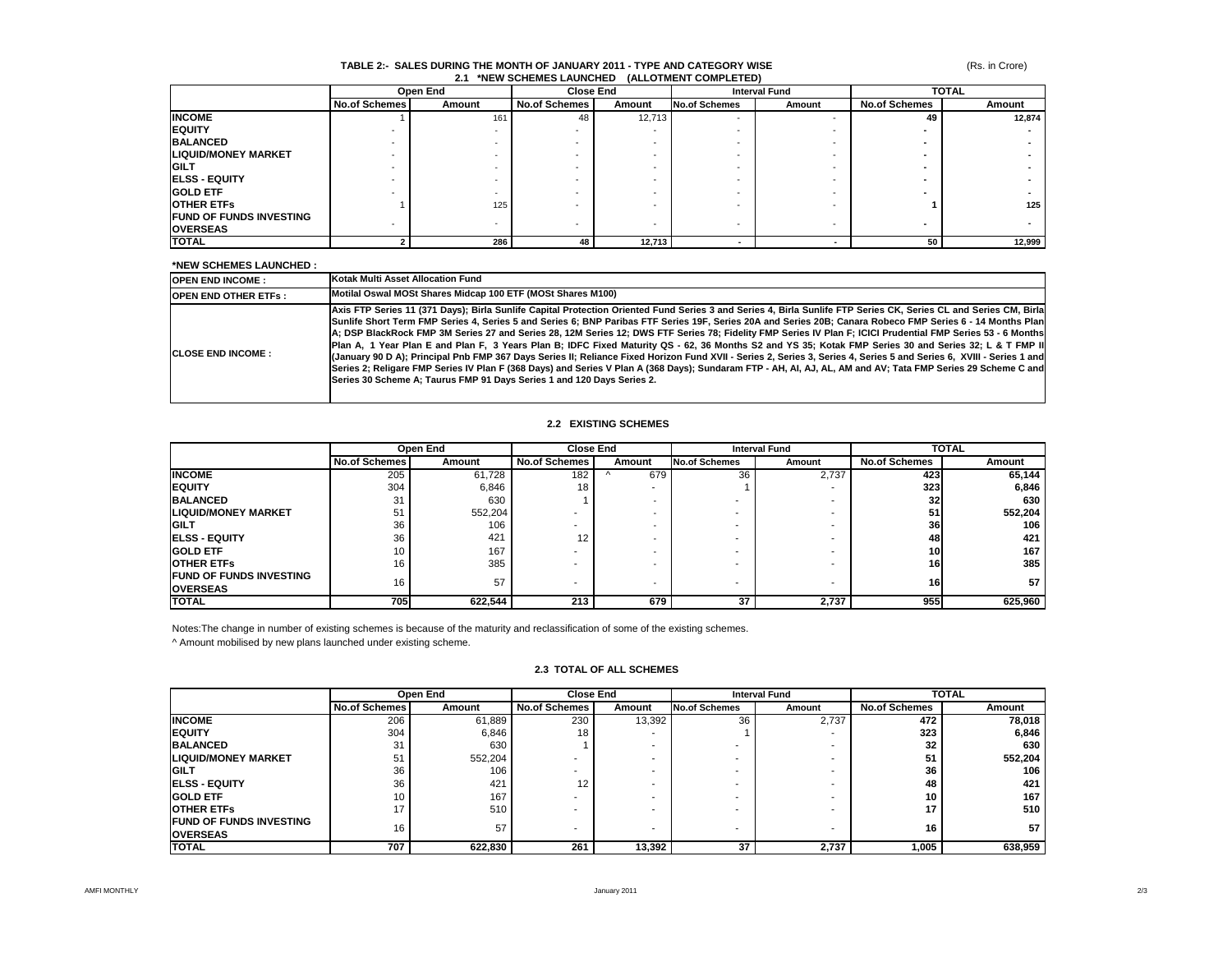# TABLE 2:- SALES DURING THE MONTH OF JANUARY 2011 - TYPE AND CATEGORY WISE

(Rs. in Crore)

## 2.1 *NEW SCHEMES LAUNCHED (ALLOTMENT COMPLETED)

| | Open End | | Close End | | Interval Fund | | TOTAL | |
|---|---|---|---|---|---|---|---|---|
| | No.of Schemes | Amount | No.of Schemes | Amount | No.of Schemes | Amount | No.of Schemes | Amount |
| **INCOME** | 1 | 161 | 48 | 12,713 | - | - | **49** | **12,874** |
| **EQUITY** | - | - | - | - | - | - | **-** | **-** |
| **BALANCED** | - | - | - | - | - | - | **-** | **-** |
| **LIQUID/MONEY MARKET** | - | - | - | - | - | - | **-** | **-** |
| **GILT** | - | - | - | - | - | - | **-** | **-** |
| **ELSS - EQUITY** | - | - | - | - | - | - | **-** | **-** |
| **GOLD ETF** | - | - | - | - | - | - | **-** | **-** |
| **OTHER ETFs** | 1 | 125 | - | - | - | - | **1** | **125** |
| **FUND OF FUNDS INVESTING OVERSEAS** | - | - | - | - | - | - | **-** | **-** |
| **TOTAL** | **2** | **286** | **48** | **12,713** | **-** | **-** | **50** | **12,999** |

**\*NEW SCHEMES LAUNCHED :**

| | |
|---|---|
| **OPEN END INCOME :** | **Kotak Multi Asset Allocation Fund** |
| **OPEN END OTHER ETFs :** | **Motilal Oswal MOSt Shares Midcap 100 ETF (MOSt Shares M100)** |
| **CLOSE END INCOME :** | **Axis FTP Series 11 (371 Days); Birla Sunlife Capital Protection Oriented Fund Series 3 and Series 4, Birla Sunlife FTP Series CK, Series CL and Series CM, Birla Sunlife Short Term FMP Series 4, Series 5 and Series 6; BNP Paribas FTF Series 19F, Series 20A and Series 20B; Canara Robeco FMP Series 6 - 14 Months Plan A; DSP BlackRock FMP 3M Series 27 and Series 28, 12M Series 12; DWS FTF Series 78; Fidelity FMP Series IV Plan F; ICICI Prudential FMP Series 53 - 6 Months Plan A, 1 Year Plan E and Plan F, 3 Years Plan B; IDFC Fixed Maturity QS - 62, 36 Months S2 and YS 35; Kotak FMP Series 30 and Series 32; L & T FMP II (January 90 D A); Principal Pnb FMP 367 Days Series II; Reliance Fixed Horizon Fund XVII - Series 2, Series 3, Series 4, Series 5 and Series 6, XVIII - Series 1 and Series 2; Religare FMP Series IV Plan F (368 Days) and Series V Plan A (368 Days); Sundaram FTP - AH, AI, AJ, AL, AM and AV; Tata FMP Series 29 Scheme C and Series 30 Scheme A; Taurus FMP 91 Days Series 1 and 120 Days Series 2.** |

## 2.2 EXISTING SCHEMES

| | Open End | | Close End | | Interval Fund | | TOTAL | |
|---|---|---|---|---|---|---|---|---|
| | No.of Schemes | Amount | No.of Schemes | Amount | No.of Schemes | Amount | No.of Schemes | Amount |
| **INCOME** | 205 | 61,728 | 182 | ^ 679 | 36 | 2,737 | **423** | **65,144** |
| **EQUITY** | 304 | 6,846 | 18 | - | 1 | - | **323** | **6,846** |
| **BALANCED** | 31 | 630 | 1 | - | - | - | **32** | **630** |
| **LIQUID/MONEY MARKET** | 51 | 552,204 | - | - | - | - | **51** | **552,204** |
| **GILT** | 36 | 106 | - | - | - | - | **36** | **106** |
| **ELSS - EQUITY** | 36 | 421 | 12 | - | - | - | **48** | **421** |
| **GOLD ETF** | 10 | 167 | - | - | - | - | **10** | **167** |
| **OTHER ETFs** | 16 | 385 | - | - | - | - | **16** | **385** |
| **FUND OF FUNDS INVESTING OVERSEAS** | 16 | 57 | - | - | - | - | **16** | **57** |
| **TOTAL** | **705** | **622,544** | **213** | **679** | **37** | **2,737** | **955** | **625,960** |

Notes:The change in number of existing schemes is because of the maturity and reclassification of some of the existing schemes.

^ Amount mobilised by new plans launched under existing scheme.

## 2.3 TOTAL OF ALL SCHEMES

| | Open End | | Close End | | Interval Fund | | TOTAL | |
|---|---|---|---|---|---|---|---|---|
| | No.of Schemes | Amount | No.of Schemes | Amount | No.of Schemes | Amount | No.of Schemes | Amount |
| **INCOME** | 206 | 61,889 | 230 | 13,392 | 36 | 2,737 | **472** | **78,018** |
| **EQUITY** | 304 | 6,846 | 18 | - | 1 | - | **323** | **6,846** |
| **BALANCED** | 31 | 630 | 1 | - | - | - | **32** | **630** |
| **LIQUID/MONEY MARKET** | 51 | 552,204 | - | - | - | - | **51** | **552,204** |
| **GILT** | 36 | 106 | - | - | - | - | **36** | **106** |
| **ELSS - EQUITY** | 36 | 421 | 12 | - | - | - | **48** | **421** |
| **GOLD ETF** | 10 | 167 | - | - | - | - | **10** | **167** |
| **OTHER ETFs** | 17 | 510 | - | - | - | - | **17** | **510** |
| **FUND OF FUNDS INVESTING OVERSEAS** | 16 | 57 | - | - | - | - | **16** | **57** |
| **TOTAL** | **707** | **622,830** | **261** | **13,392** | **37** | **2,737** | **1,005** | **638,959** |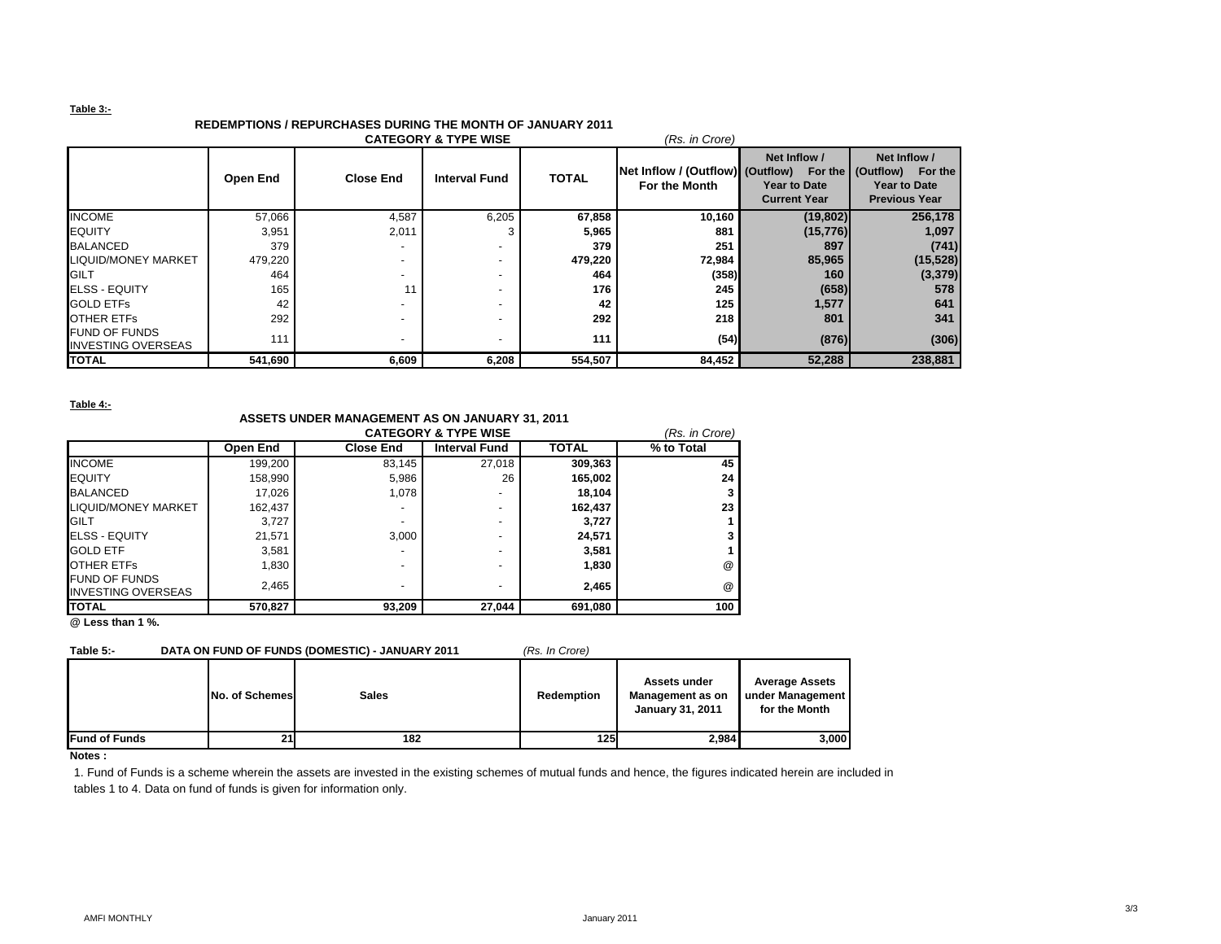**Table 3:-**

### REDEMPTIONS / REPURCHASES DURING THE MONTH OF JANUARY 2011

**CATEGORY & TYPE WISE** *(Rs. in Crore)*

| | Open End | Close End | Interval Fund | TOTAL | Net Inflow / (Outflow) For the Month | Net Inflow / (Outflow) For the Year to Date Current Year | Net Inflow / (Outflow) For the Year to Date Previous Year |
|---|---|---|---|---|---|---|---|
| INCOME | 57,066 | 4,587 | 6,205 | **67,858** | **10,160** | **(19,802)** | **256,178** |
| EQUITY | 3,951 | 2,011 | 3 | **5,965** | **881** | **(15,776)** | **1,097** |
| BALANCED | 379 | - | - | **379** | **251** | **897** | **(741)** |
| LIQUID/MONEY MARKET | 479,220 | - | - | **479,220** | **72,984** | **85,965** | **(15,528)** |
| GILT | 464 | - | - | **464** | **(358)** | **160** | **(3,379)** |
| ELSS - EQUITY | 165 | 11 | - | **176** | **245** | **(658)** | **578** |
| GOLD ETFs | 42 | - | - | **42** | **125** | **1,577** | **641** |
| OTHER ETFs | 292 | - | - | **292** | **218** | **801** | **341** |
| FUND OF FUNDS INVESTING OVERSEAS | 111 | - | - | **111** | **(54)** | **(876)** | **(306)** |
| **TOTAL** | **541,690** | **6,609** | **6,208** | **554,507** | **84,452** | **52,288** | **238,881** |

**Table 4:-**

### ASSETS UNDER MANAGEMENT AS ON JANUARY 31, 2011

**CATEGORY & TYPE WISE** *(Rs. in Crore)*

| | Open End | Close End | Interval Fund | TOTAL | % to Total |
|---|---|---|---|---|---|
| INCOME | 199,200 | 83,145 | 27,018 | **309,363** | **45** |
| EQUITY | 158,990 | 5,986 | 26 | **165,002** | **24** |
| BALANCED | 17,026 | 1,078 | - | **18,104** | **3** |
| LIQUID/MONEY MARKET | 162,437 | - | - | **162,437** | **23** |
| GILT | 3,727 | - | - | **3,727** | **1** |
| ELSS - EQUITY | 21,571 | 3,000 | - | **24,571** | **3** |
| GOLD ETF | 3,581 | - | - | **3,581** | **1** |
| OTHER ETFs | 1,830 | - | - | **1,830** | **@** |
| FUND OF FUNDS INVESTING OVERSEAS | 2,465 | - | - | **2,465** | **@** |
| **TOTAL** | **570,827** | **93,209** | **27,044** | **691,080** | **100** |

**@ Less than 1 %.**

**Table 5:- DATA ON FUND OF FUNDS (DOMESTIC) - JANUARY 2011** *(Rs. In Crore)*

| | No. of Schemes | Sales | Redemption | Assets under Management as on January 31, 2011 | Average Assets under Management for the Month |
|---|---|---|---|---|---|
| **Fund of Funds** | 21 | 182 | 125 | 2,984 | 3,000 |

**Notes :**

1. Fund of Funds is a scheme wherein the assets are invested in the existing schemes of mutual funds and hence, the figures indicated herein are included in tables 1 to 4. Data on fund of funds is given for information only.